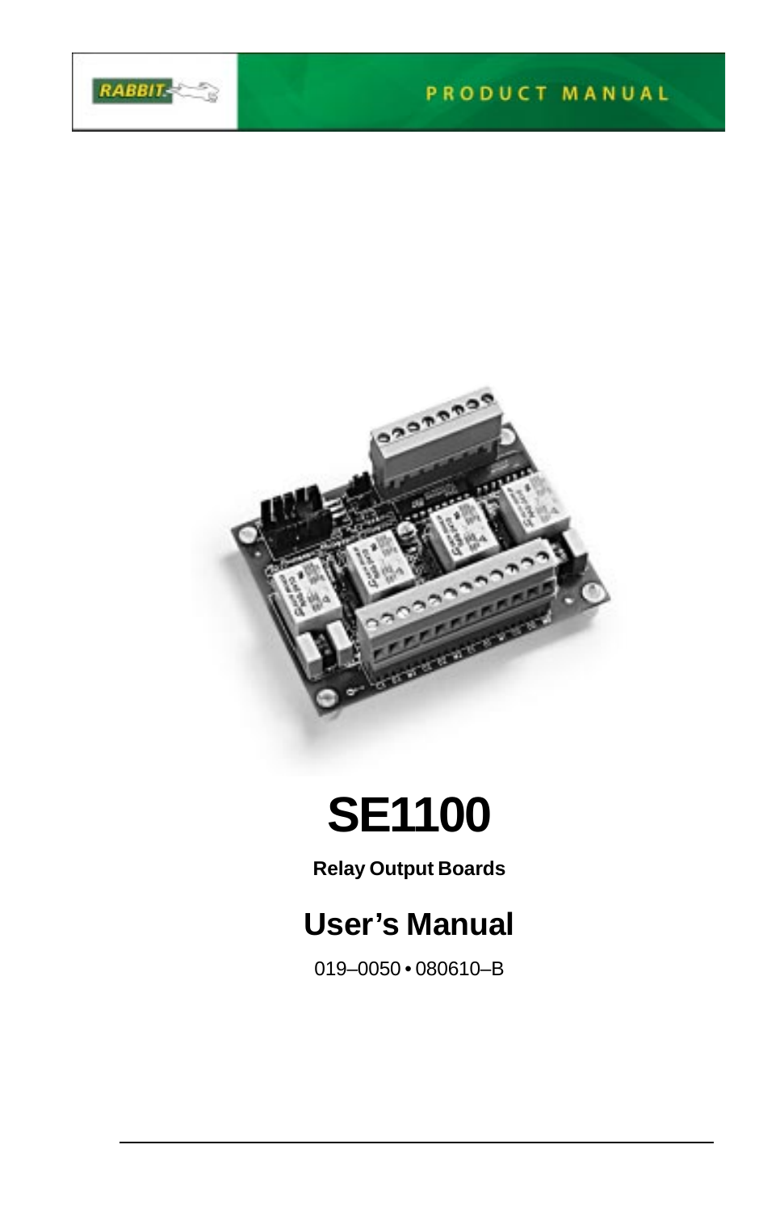RABBIT

PRODUCT MANUAL

# SE1100

**Relay Output Boards**

## User's Manual

019–0050 • 080610–B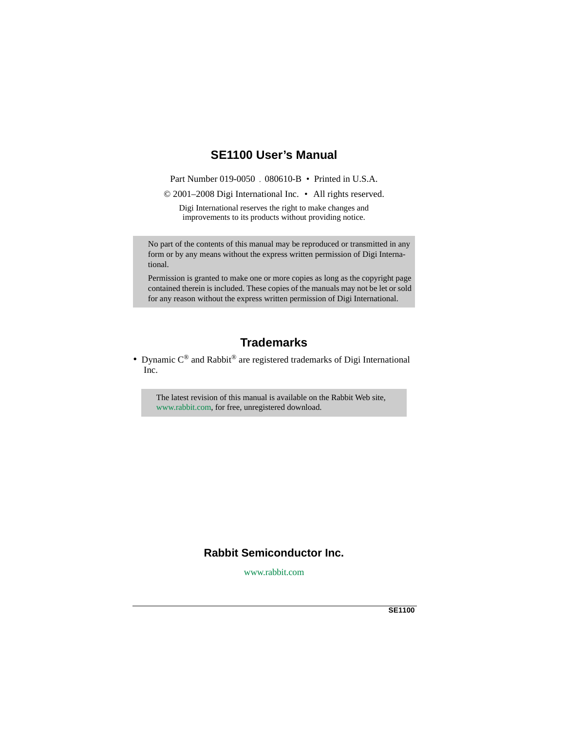# SE1100 User's Manual

Part Number 019-0050 . 080610-B • Printed in U.S.A.

© 2001–2008 Digi International Inc. • All rights reserved.

Digi International reserves the right to make changes and improvements to its products without providing notice.

No part of the contents of this manual may be reproduced or transmitted in any form or by any means without the express written permission of Digi International.

Permission is granted to make one or more copies as long as the copyright page contained therein is included. These copies of the manuals may not be let or sold for any reason without the express written permission of Digi International.

## Trademarks

- Dynamic C® and Rabbit® are registered trademarks of Digi International Inc.

The latest revision of this manual is available on the Rabbit Web site, www.rabbit.com, for free, unregistered download.

## Rabbit Semiconductor Inc.

www.rabbit.com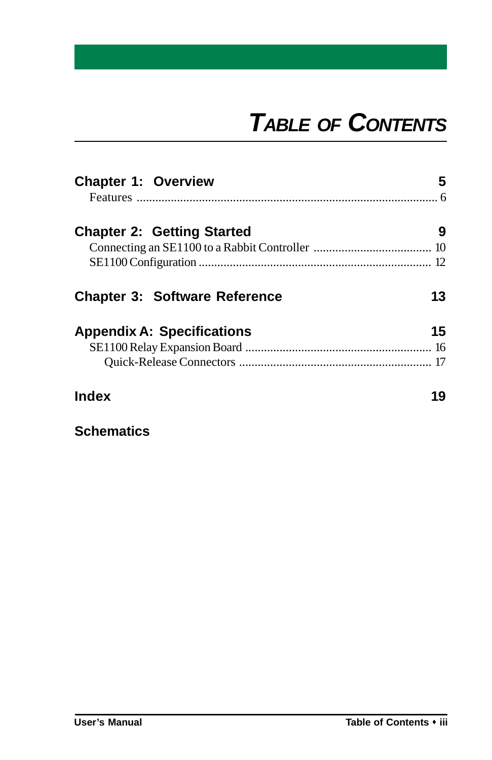# Table of Contents

**Chapter 1: Overview** 5

Features ........................................................................................................ 6

**Chapter 2: Getting Started** 9

Connecting an SE1100 to a Rabbit Controller ...................................... 10

SE1100 Configuration ......................................................................... 12

**Chapter 3: Software Reference** 13

**Appendix A: Specifications** 15

SE1100 Relay Expansion Board ........................................................... 16

Quick-Release Connectors ............................................................. 17

**Index** 19

**Schematics**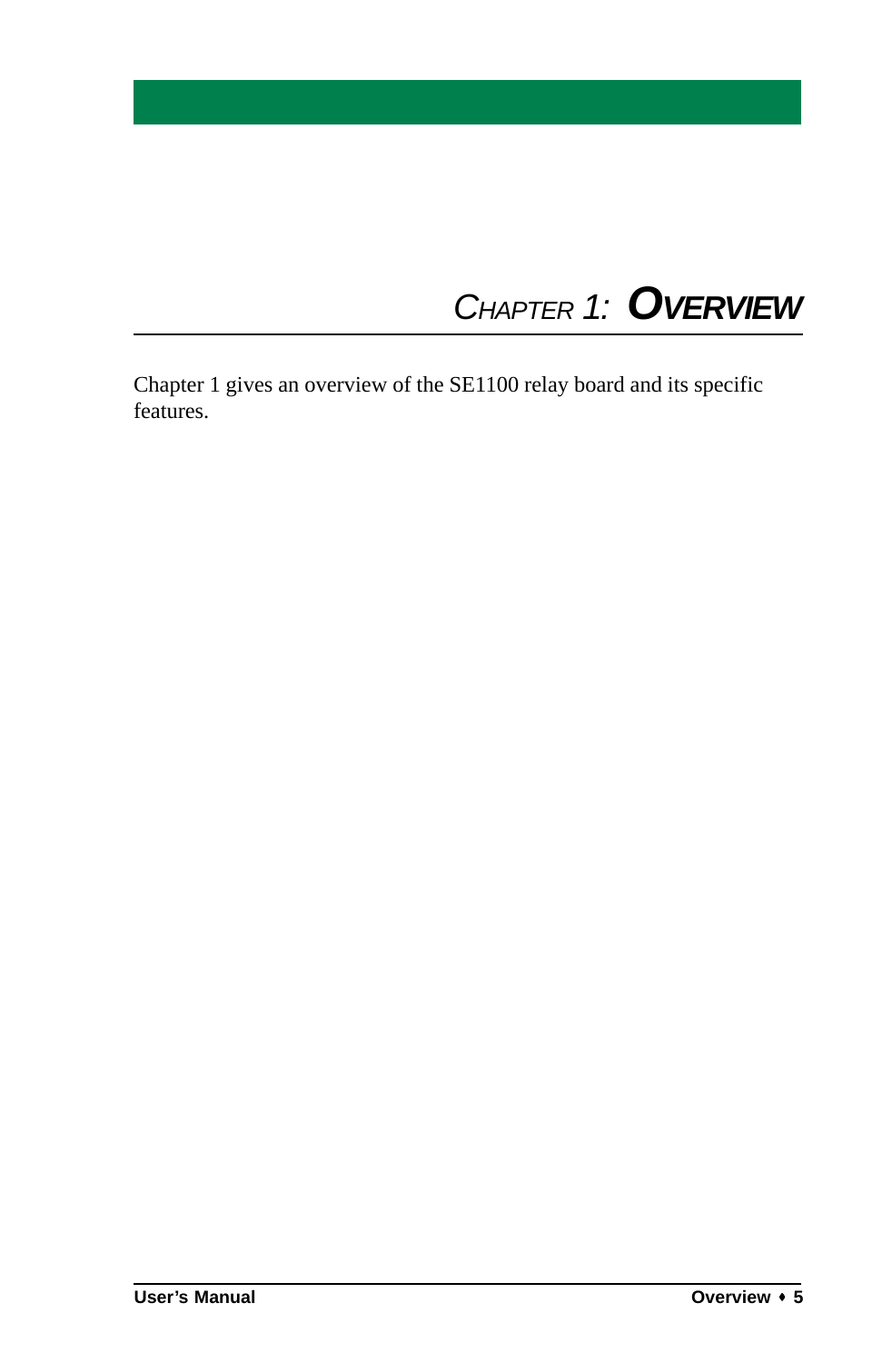# Chapter 1: Overview

Chapter 1 gives an overview of the SE1100 relay board and its specific features.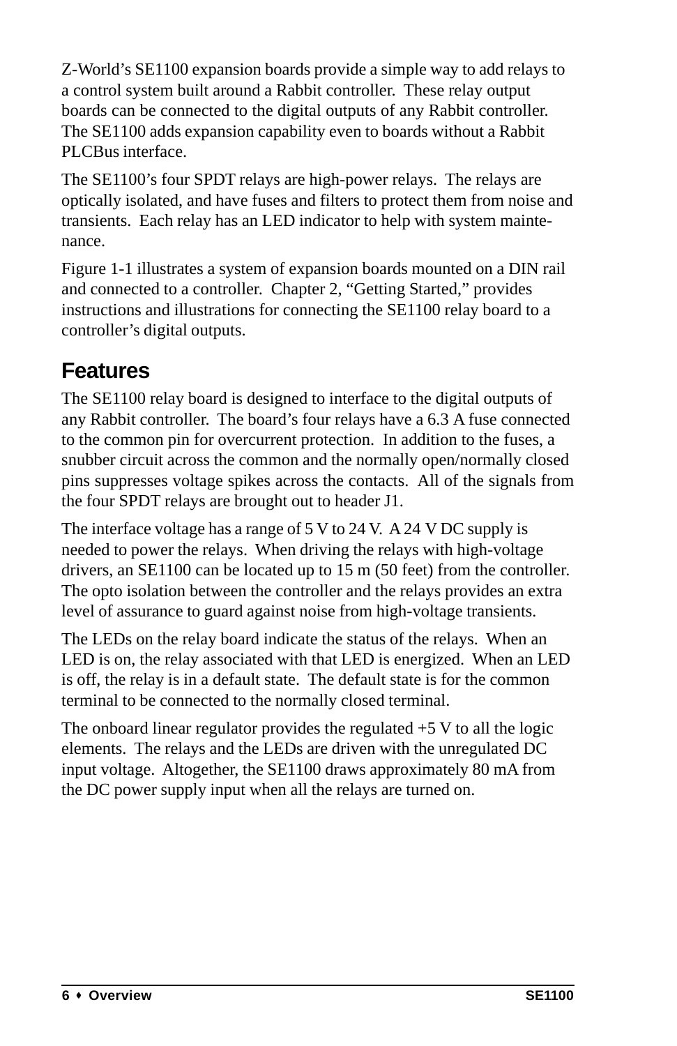Z-World's SE1100 expansion boards provide a simple way to add relays to a control system built around a Rabbit controller. These relay output boards can be connected to the digital outputs of any Rabbit controller. The SE1100 adds expansion capability even to boards without a Rabbit PLCBus interface.

The SE1100's four SPDT relays are high-power relays. The relays are optically isolated, and have fuses and filters to protect them from noise and transients. Each relay has an LED indicator to help with system maintenance.

Figure 1-1 illustrates a system of expansion boards mounted on a DIN rail and connected to a controller. Chapter 2, "Getting Started," provides instructions and illustrations for connecting the SE1100 relay board to a controller's digital outputs.

## Features

The SE1100 relay board is designed to interface to the digital outputs of any Rabbit controller. The board's four relays have a 6.3 A fuse connected to the common pin for overcurrent protection. In addition to the fuses, a snubber circuit across the common and the normally open/normally closed pins suppresses voltage spikes across the contacts. All of the signals from the four SPDT relays are brought out to header J1.

The interface voltage has a range of 5 V to 24 V. A 24 V DC supply is needed to power the relays. When driving the relays with high-voltage drivers, an SE1100 can be located up to 15 m (50 feet) from the controller. The opto isolation between the controller and the relays provides an extra level of assurance to guard against noise from high-voltage transients.

The LEDs on the relay board indicate the status of the relays. When an LED is on, the relay associated with that LED is energized. When an LED is off, the relay is in a default state. The default state is for the common terminal to be connected to the normally closed terminal.

The onboard linear regulator provides the regulated +5 V to all the logic elements. The relays and the LEDs are driven with the unregulated DC input voltage. Altogether, the SE1100 draws approximately 80 mA from the DC power supply input when all the relays are turned on.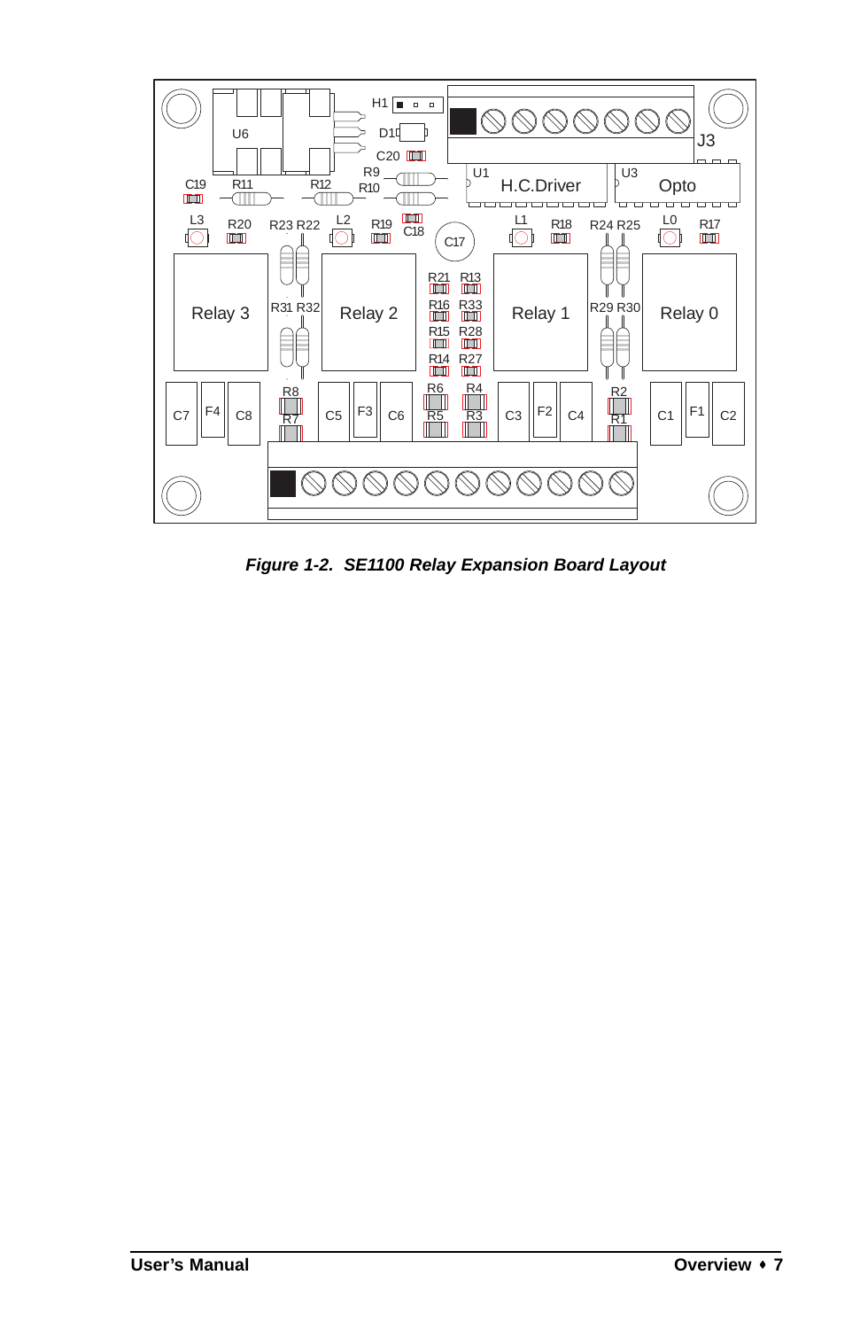*Figure 1-2. SE1100 Relay Expansion Board Layout*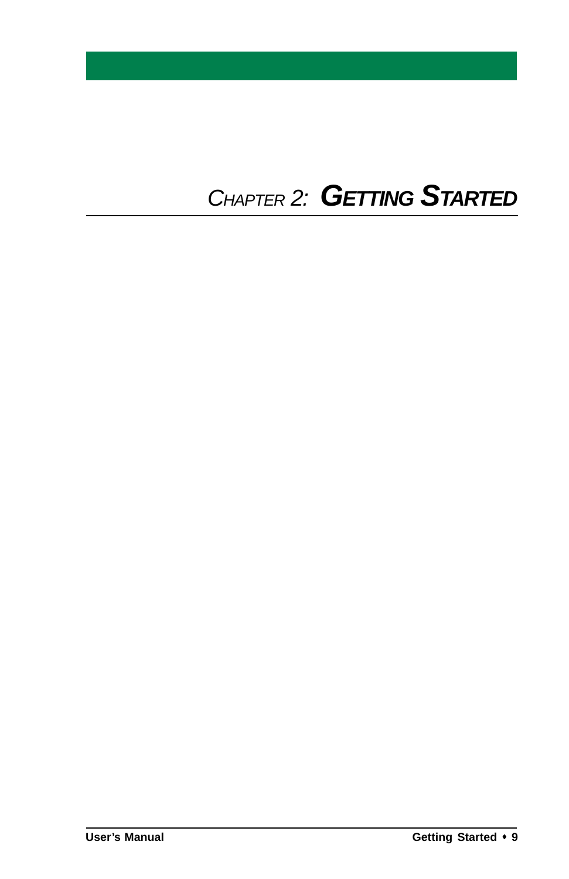# Chapter 2: Getting Started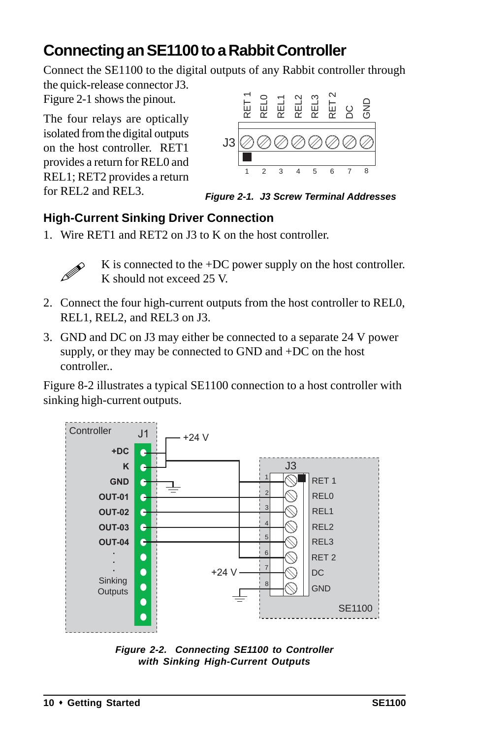# Connecting an SE1100 to a Rabbit Controller

Connect the SE1100 to the digital outputs of any Rabbit controller through the quick-release connector J3. Figure 2-1 shows the pinout.

The four relays are optically isolated from the digital outputs on the host controller. RET1 provides a return for REL0 and REL1; RET2 provides a return for REL2 and REL3.

***Figure 2-1. J3 Screw Terminal Addresses***

## High-Current Sinking Driver Connection

1. Wire RET1 and RET2 on J3 to K on the host controller.

   K is connected to the +DC power supply on the host controller. K should not exceed 25 V.

2. Connect the four high-current outputs from the host controller to REL0, REL1, REL2, and REL3 on J3.

3. GND and DC on J3 may either be connected to a separate 24 V power supply, or they may be connected to GND and +DC on the host controller..

Figure 8-2 illustrates a typical SE1100 connection to a host controller with sinking high-current outputs.

***Figure 2-2. Connecting SE1100 to Controller with Sinking High-Current Outputs***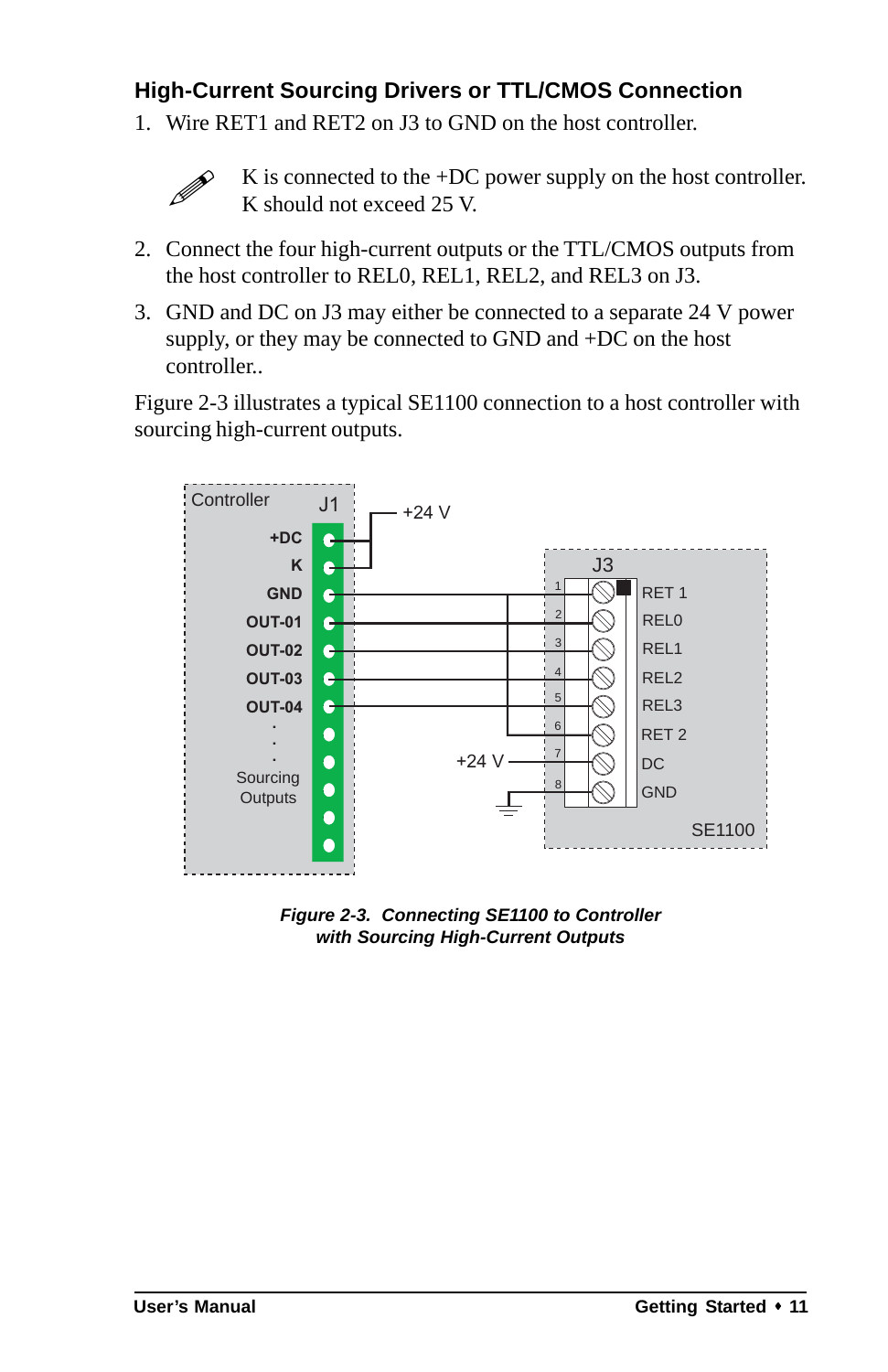### High-Current Sourcing Drivers or TTL/CMOS Connection

1. Wire RET1 and RET2 on J3 to GND on the host controller.

   K is connected to the +DC power supply on the host controller. K should not exceed 25 V.

2. Connect the four high-current outputs or the TTL/CMOS outputs from the host controller to REL0, REL1, REL2, and REL3 on J3.
3. GND and DC on J3 may either be connected to a separate 24 V power supply, or they may be connected to GND and +DC on the host controller..

Figure 2-3 illustrates a typical SE1100 connection to a host controller with sourcing high-current outputs.

***Figure 2-3. Connecting SE1100 to Controller with Sourcing High-Current Outputs***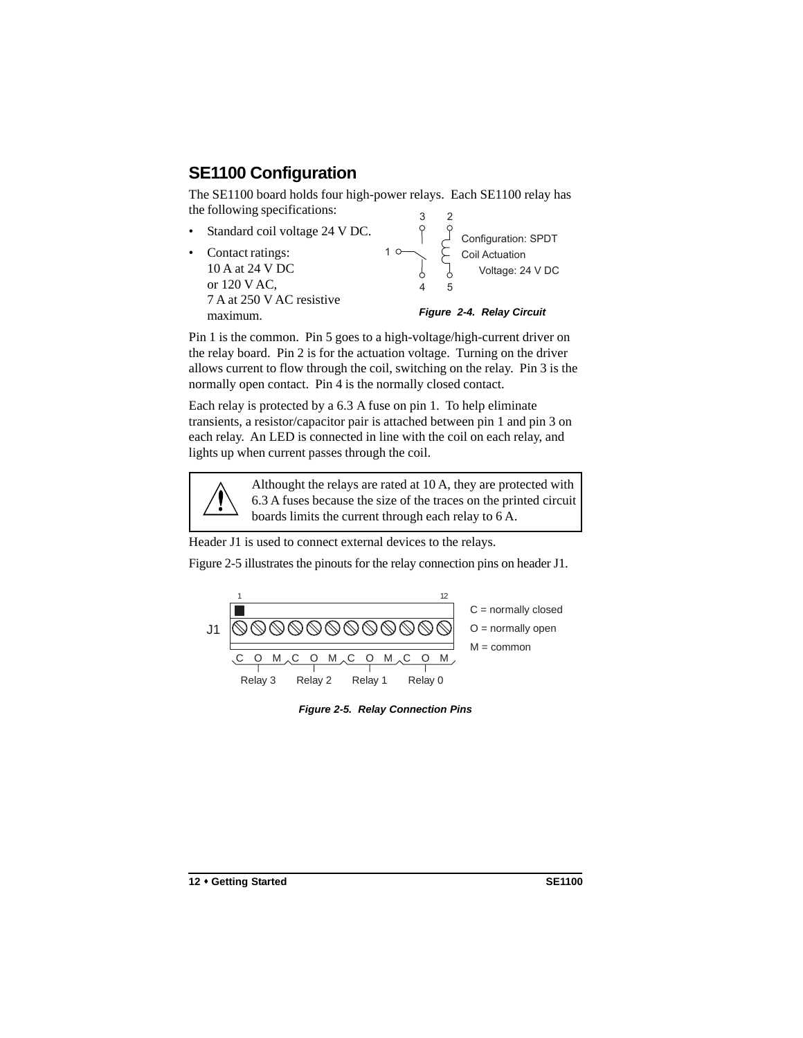## SE1100 Configuration

The SE1100 board holds four high-power relays. Each SE1100 relay has the following specifications:

- Standard coil voltage 24 V DC.
- Contact ratings:
  10 A at 24 V DC
  or 120 V AC,
  7 A at 250 V AC resistive maximum.

Configuration: SPDT
Coil Actuation
Voltage: 24 V DC

***Figure 2-4. Relay Circuit***

Pin 1 is the common. Pin 5 goes to a high-voltage/high-current driver on the relay board. Pin 2 is for the actuation voltage. Turning on the driver allows current to flow through the coil, switching on the relay. Pin 3 is the normally open contact. Pin 4 is the normally closed contact.

Each relay is protected by a 6.3 A fuse on pin 1. To help eliminate transients, a resistor/capacitor pair is attached between pin 1 and pin 3 on each relay. An LED is connected in line with the coil on each relay, and lights up when current passes through the coil.

> Althought the relays are rated at 10 A, they are protected with 6.3 A fuses because the size of the traces on the printed circuit boards limits the current through each relay to 6 A.

Header J1 is used to connect external devices to the relays.

Figure 2-5 illustrates the pinouts for the relay connection pins on header J1.

C = normally closed
O = normally open
M = common

***Figure 2-5. Relay Connection Pins***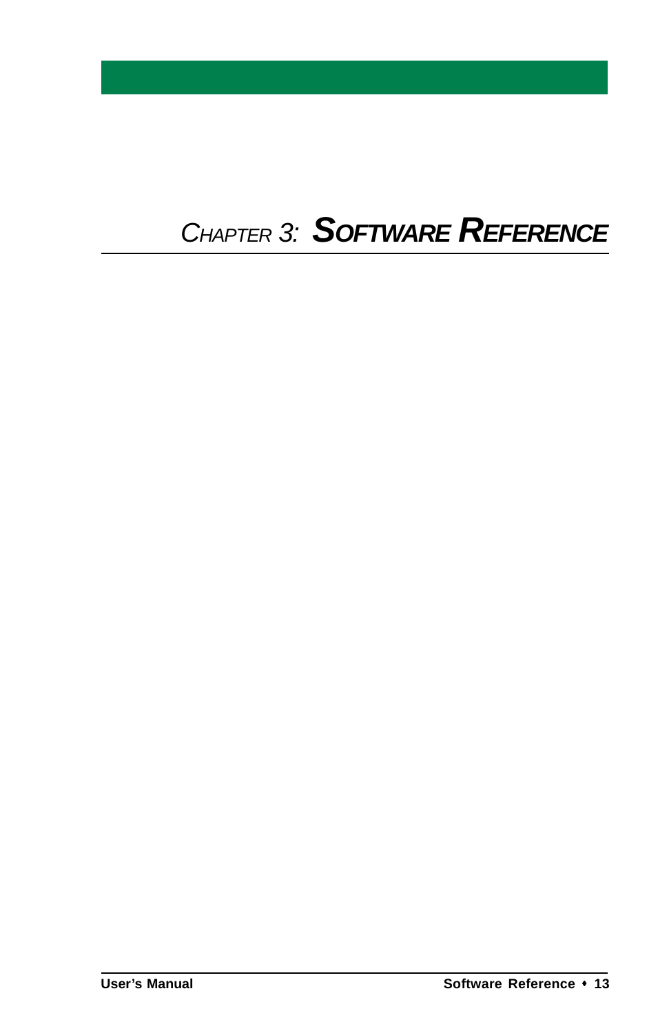# Chapter 3: Software Reference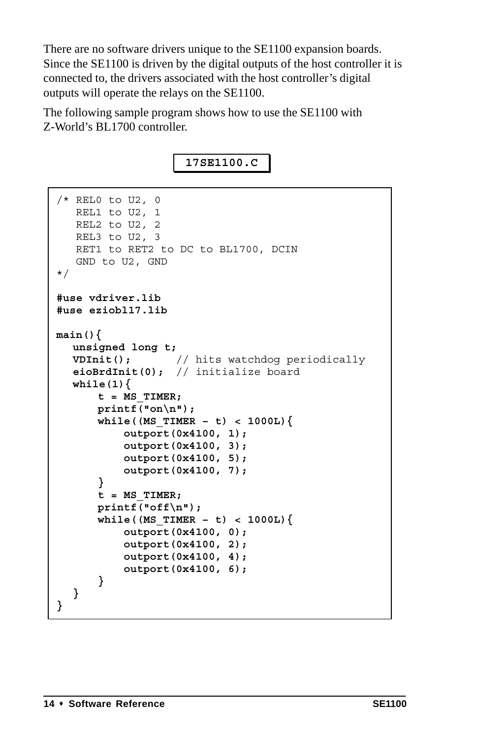There are no software drivers unique to the SE1100 expansion boards. Since the SE1100 is driven by the digital outputs of the host controller it is connected to, the drivers associated with the host controller's digital outputs will operate the relays on the SE1100.

The following sample program shows how to use the SE1100 with Z-World's BL1700 controller.

**17SE1100.C**

```
/* REL0 to U2, 0
   REL1 to U2, 1
   REL2 to U2, 2
   REL3 to U2, 3
   RET1 to RET2 to DC to BL1700, DCIN
   GND to U2, GND
*/

#use vdriver.lib
#use eziobl17.lib

main(){
   unsigned long t;
   VDInit();       // hits watchdog periodically
   eioBrdInit(0);  // initialize board
   while(1){
      t = MS_TIMER;
      printf("on\n");
      while((MS_TIMER - t) < 1000L){
         outport(0x4100, 1);
         outport(0x4100, 3);
         outport(0x4100, 5);
         outport(0x4100, 7);
      }
      t = MS_TIMER;
      printf("off\n");
      while((MS_TIMER - t) < 1000L){
         outport(0x4100, 0);
         outport(0x4100, 2);
         outport(0x4100, 4);
         outport(0x4100, 6);
      }
   }
}
```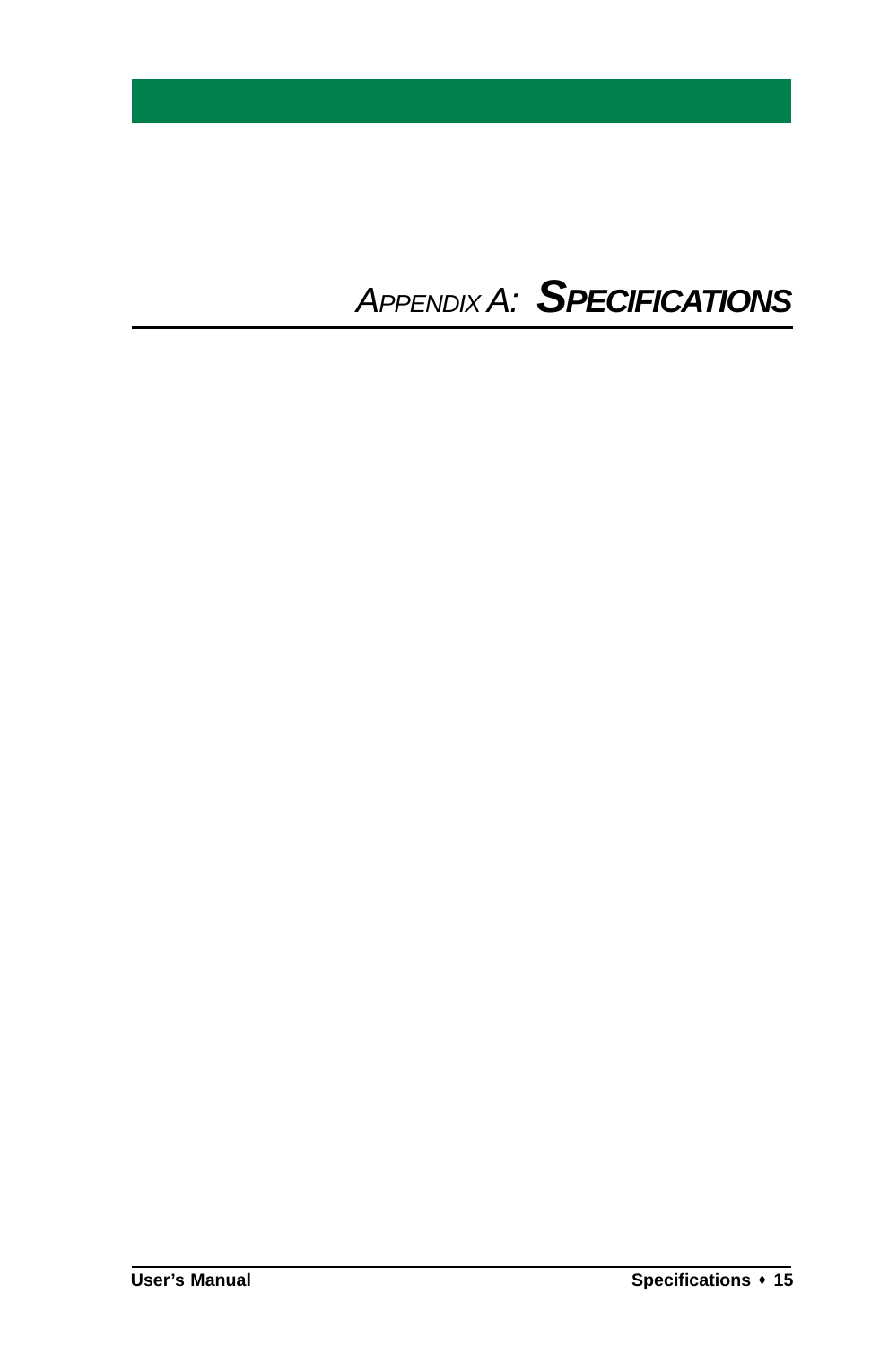# *Appendix A:* ***Specifications***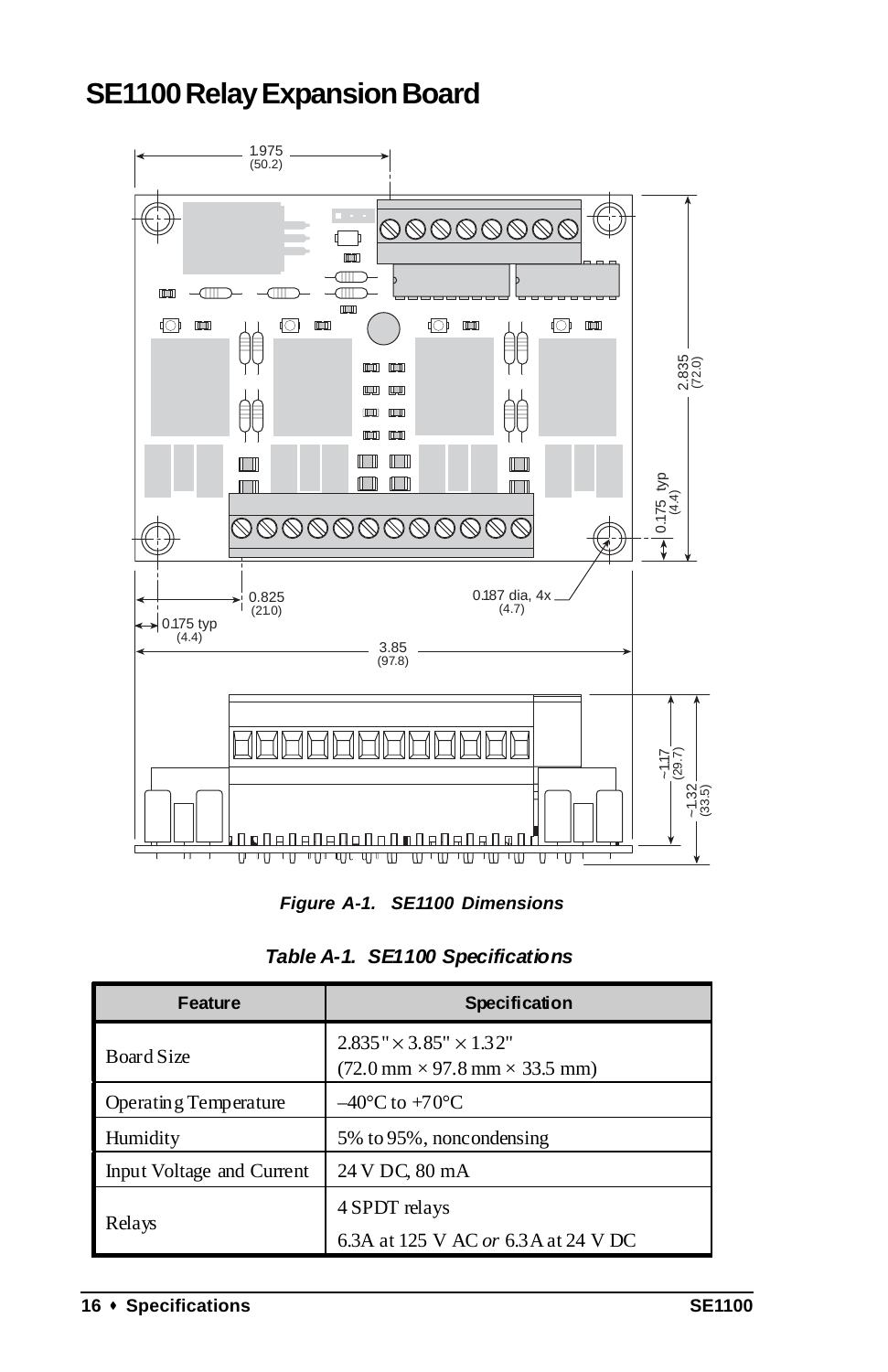# SE1100 Relay Expansion Board

*Figure A-1. SE1100 Dimensions*

*Table A-1. SE1100 Specifications*

| Feature | Specification |
|---|---|
| Board Size | 2.835" × 3.85" × 1.32"<br>(72.0 mm × 97.8 mm × 33.5 mm) |
| Operating Temperature | –40°C to +70°C |
| Humidity | 5% to 95%, noncondensing |
| Input Voltage and Current | 24 V DC, 80 mA |
| Relays | 4 SPDT relays<br>6.3A at 125 V AC *or* 6.3 A at 24 V DC |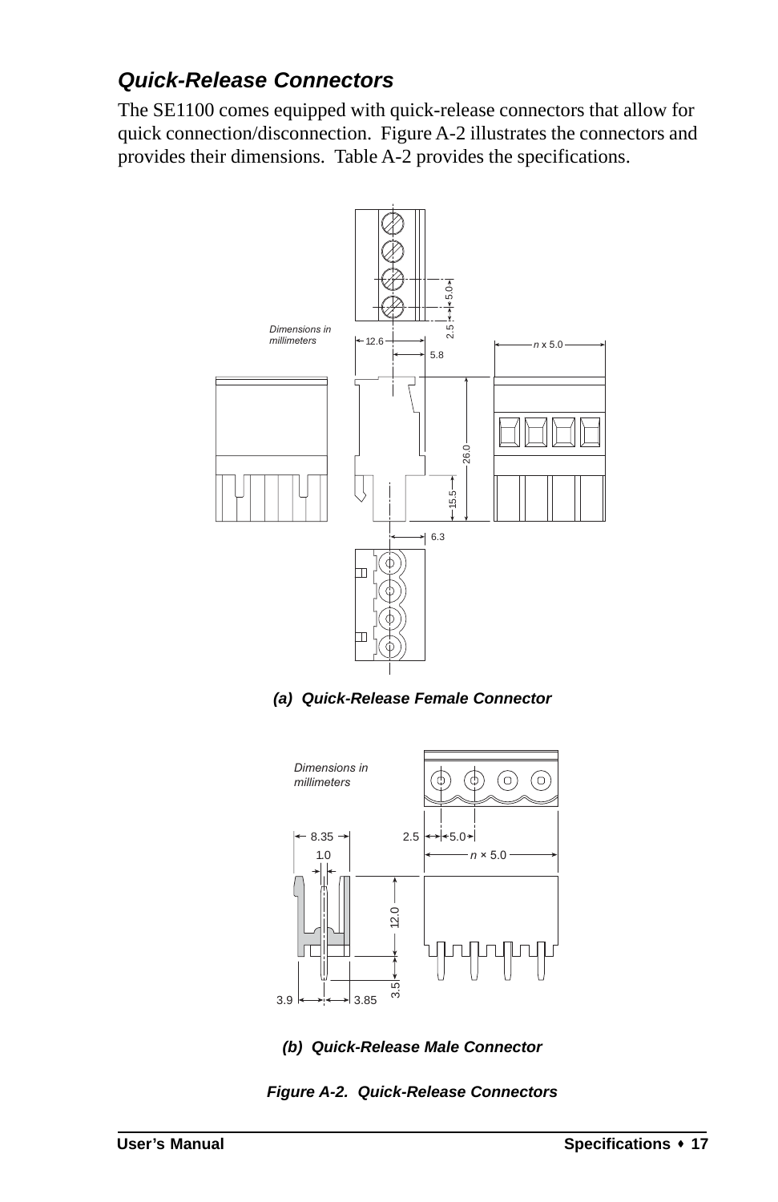### *Quick-Release Connectors*

The SE1100 comes equipped with quick-release connectors that allow for quick connection/disconnection. Figure A-2 illustrates the connectors and provides their dimensions. Table A-2 provides the specifications.

***(a) Quick-Release Female Connector***

***(b) Quick-Release Male Connector***

***Figure A-2. Quick-Release Connectors***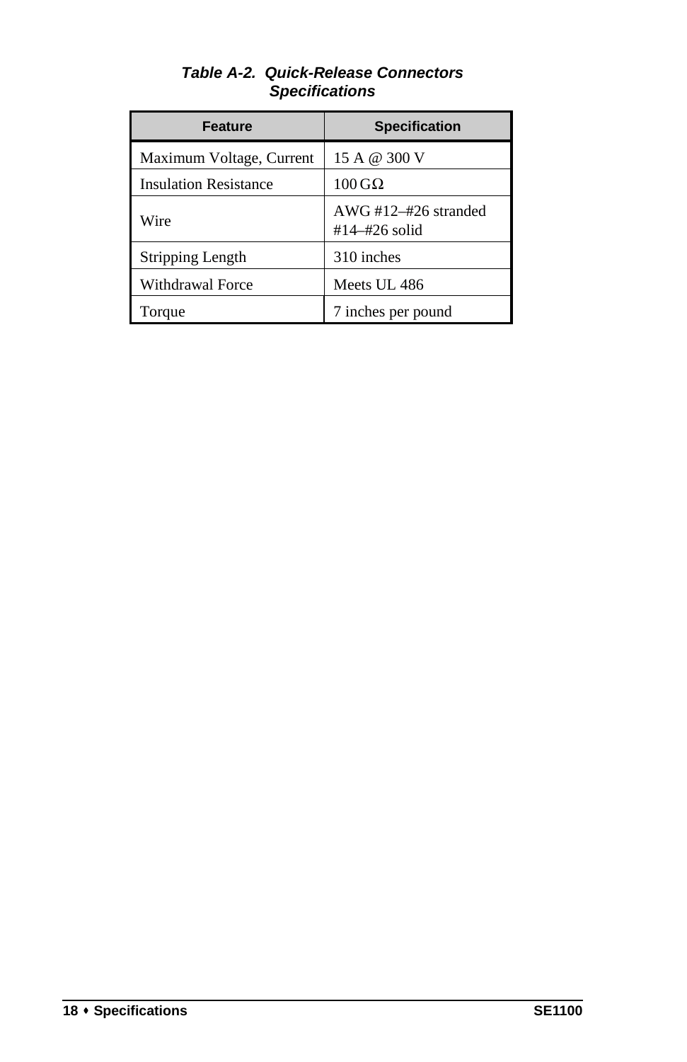***Table A-2. Quick-Release Connectors Specifications***

| Feature | Specification |
|---|---|
| Maximum Voltage, Current | 15 A @ 300 V |
| Insulation Resistance | 100 GΩ |
| Wire | AWG #12–#26 stranded<br>#14–#26 solid |
| Stripping Length | 310 inches |
| Withdrawal Force | Meets UL 486 |
| Torque | 7 inches per pound |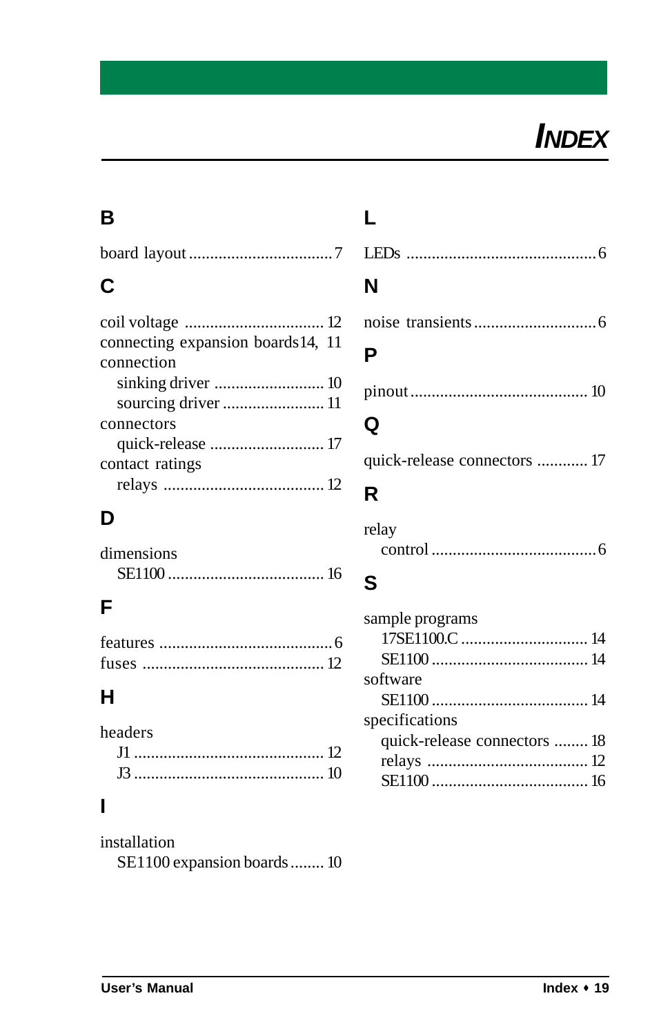# INDEX

## B

board layout .................................. 7

## C

coil voltage ................................. 12
connecting expansion boards14, 11
connection
  sinking driver .......................... 10
  sourcing driver ........................ 11
connectors
  quick-release ........................... 17
contact ratings
  relays ...................................... 12

## D

dimensions
  SE1100 ..................................... 16

## F

features ......................................... 6
fuses ........................................... 12

## H

headers
  J1 ............................................. 12
  J3 ............................................. 10

## I

installation
  SE1100 expansion boards ........ 10

## L

LEDs ............................................. 6

## N

noise transients ............................. 6

## P

pinout .......................................... 10

## Q

quick-release connectors ............ 17

## R

relay
  control ....................................... 6

## S

sample programs
  17SE1100.C .............................. 14
  SE1100 ..................................... 14
software
  SE1100 ..................................... 14
specifications
  quick-release connectors ........ 18
  relays ...................................... 12
  SE1100 ..................................... 16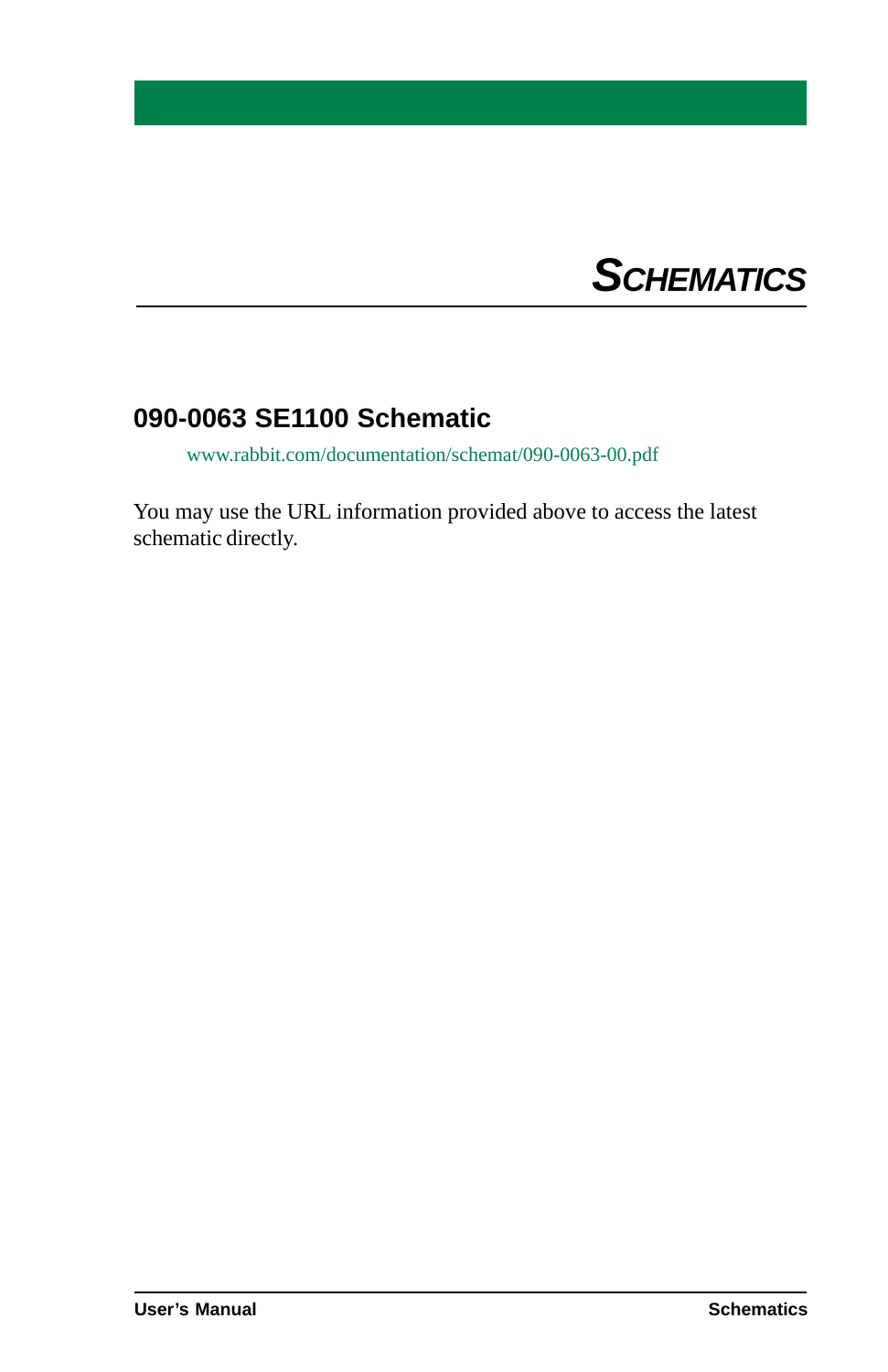# Schematics

## 090-0063 SE1100 Schematic

www.rabbit.com/documentation/schemat/090-0063-00.pdf

You may use the URL information provided above to access the latest schematic directly.